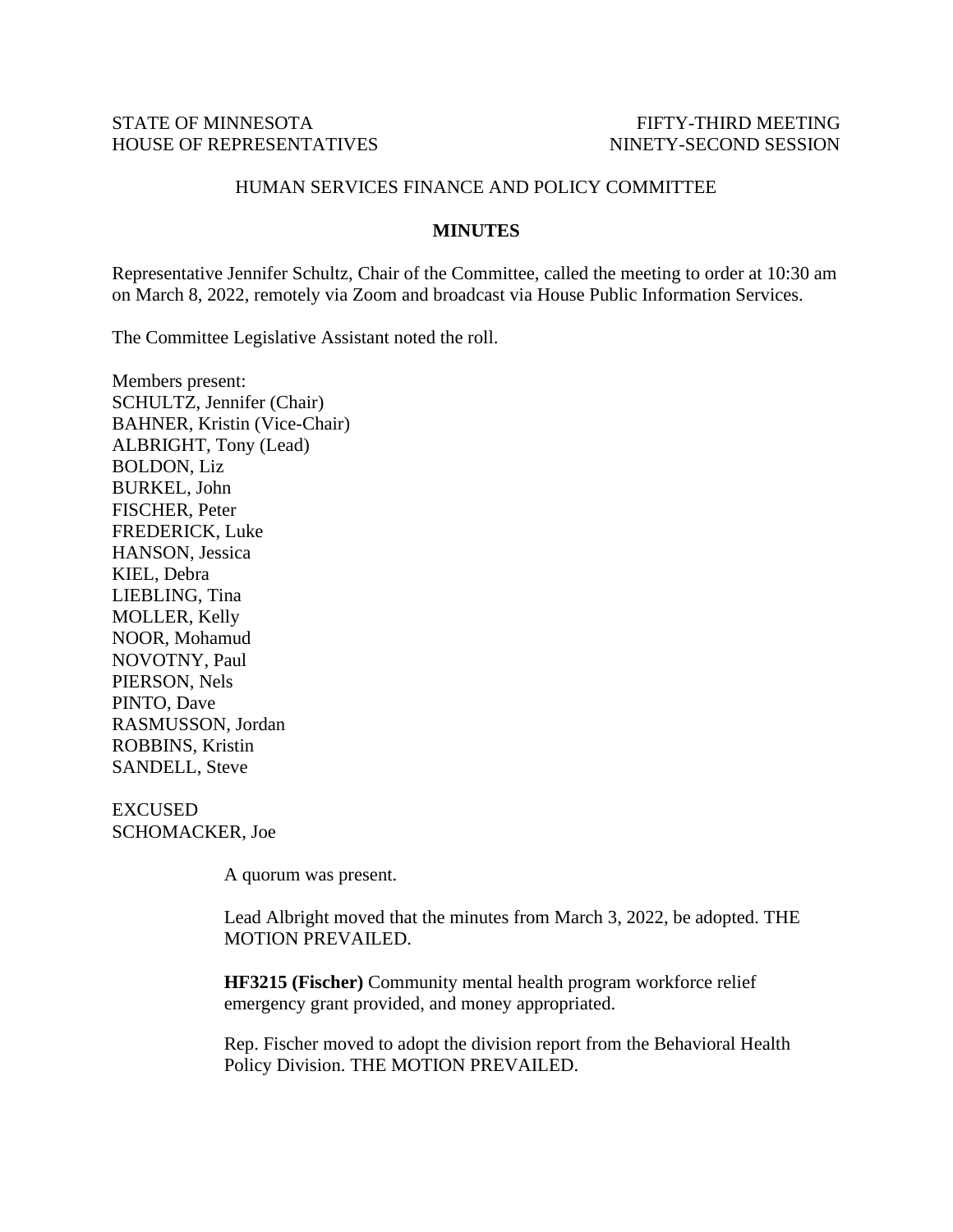STATE OF MINNESOTA
HOUSE OF REPRESENTATIVES

FIFTY-THIRD MEETING
NINETY-SECOND SESSION

HUMAN SERVICES FINANCE AND POLICY COMMITTEE

**MINUTES**

Representative Jennifer Schultz, Chair of the Committee, called the meeting to order at 10:30 am on March 8, 2022, remotely via Zoom and broadcast via House Public Information Services.

The Committee Legislative Assistant noted the roll.

Members present:
SCHULTZ, Jennifer (Chair)
BAHNER, Kristin (Vice-Chair)
ALBRIGHT, Tony (Lead)
BOLDON, Liz
BURKEL, John
FISCHER, Peter
FREDERICK, Luke
HANSON, Jessica
KIEL, Debra
LIEBLING, Tina
MOLLER, Kelly
NOOR, Mohamud
NOVOTNY, Paul
PIERSON, Nels
PINTO, Dave
RASMUSSON, Jordan
ROBBINS, Kristin
SANDELL, Steve

EXCUSED
SCHOMACKER, Joe

A quorum was present.

Lead Albright moved that the minutes from March 3, 2022, be adopted. THE MOTION PREVAILED.

**HF3215 (Fischer)** Community mental health program workforce relief emergency grant provided, and money appropriated.

Rep. Fischer moved to adopt the division report from the Behavioral Health Policy Division. THE MOTION PREVAILED.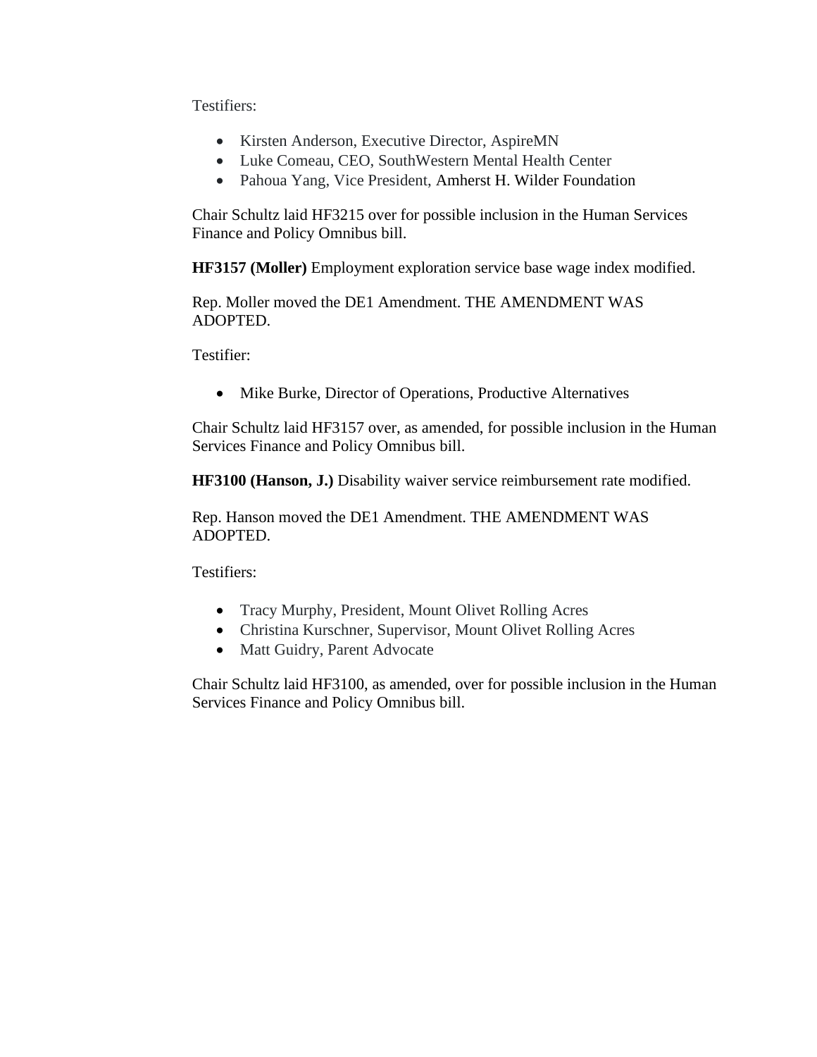Testifiers:

- Kirsten Anderson, Executive Director, AspireMN
- Luke Comeau, CEO, SouthWestern Mental Health Center
- Pahoua Yang, Vice President, Amherst H. Wilder Foundation

Chair Schultz laid HF3215 over for possible inclusion in the Human Services Finance and Policy Omnibus bill.

**HF3157 (Moller)** Employment exploration service base wage index modified.

Rep. Moller moved the DE1 Amendment. THE AMENDMENT WAS ADOPTED.

Testifier:

- Mike Burke, Director of Operations, Productive Alternatives

Chair Schultz laid HF3157 over, as amended, for possible inclusion in the Human Services Finance and Policy Omnibus bill.

**HF3100 (Hanson, J.)** Disability waiver service reimbursement rate modified.

Rep. Hanson moved the DE1 Amendment. THE AMENDMENT WAS ADOPTED.

Testifiers:

- Tracy Murphy, President, Mount Olivet Rolling Acres
- Christina Kurschner, Supervisor, Mount Olivet Rolling Acres
- Matt Guidry, Parent Advocate

Chair Schultz laid HF3100, as amended, over for possible inclusion in the Human Services Finance and Policy Omnibus bill.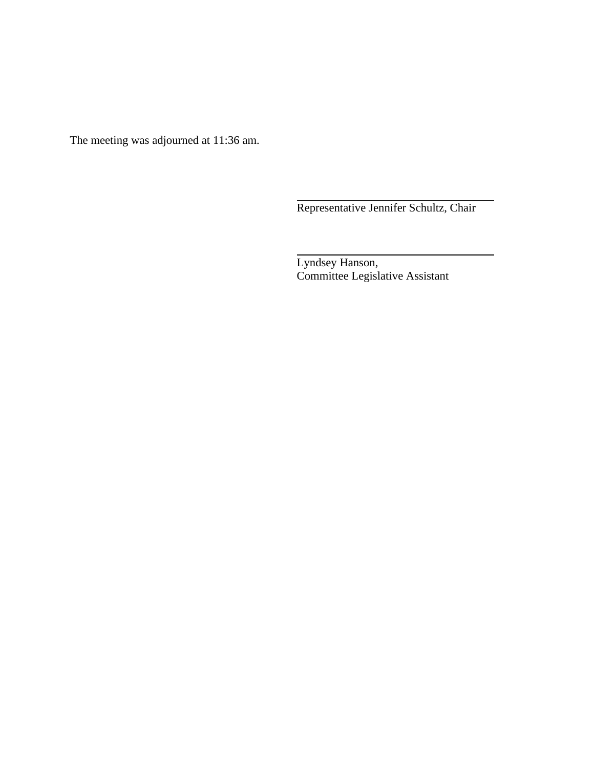The meeting was adjourned at 11:36 am.

Representative Jennifer Schultz, Chair

Lyndsey Hanson,
Committee Legislative Assistant